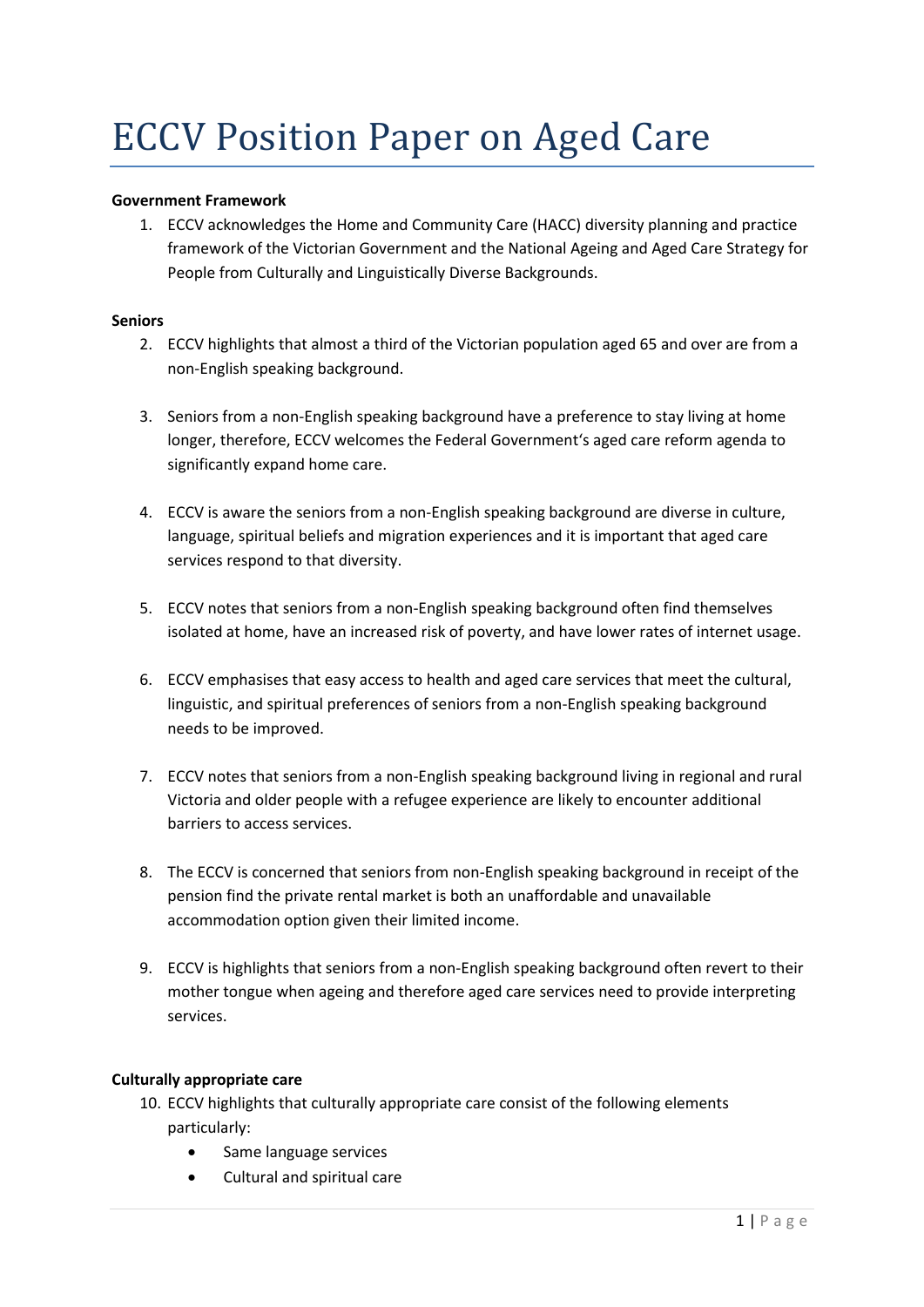# ECCV Position Paper on Aged Care

**Government Framework**

1. ECCV acknowledges the Home and Community Care (HACC) diversity planning and practice framework of the Victorian Government and the National Ageing and Aged Care Strategy for People from Culturally and Linguistically Diverse Backgrounds.

**Seniors**

2. ECCV highlights that almost a third of the Victorian population aged 65 and over are from a non-English speaking background.

3. Seniors from a non-English speaking background have a preference to stay living at home longer, therefore, ECCV welcomes the Federal Government's aged care reform agenda to significantly expand home care.

4. ECCV is aware the seniors from a non-English speaking background are diverse in culture, language, spiritual beliefs and migration experiences and it is important that aged care services respond to that diversity.

5. ECCV notes that seniors from a non-English speaking background often find themselves isolated at home, have an increased risk of poverty, and have lower rates of internet usage.

6. ECCV emphasises that easy access to health and aged care services that meet the cultural, linguistic, and spiritual preferences of seniors from a non-English speaking background needs to be improved.

7. ECCV notes that seniors from a non-English speaking background living in regional and rural Victoria and older people with a refugee experience are likely to encounter additional barriers to access services.

8. The ECCV is concerned that seniors from non-English speaking background in receipt of the pension find the private rental market is both an unaffordable and unavailable accommodation option given their limited income.

9. ECCV is highlights that seniors from a non-English speaking background often revert to their mother tongue when ageing and therefore aged care services need to provide interpreting services.

**Culturally appropriate care**

10. ECCV highlights that culturally appropriate care consist of the following elements particularly:
    - Same language services
    - Cultural and spiritual care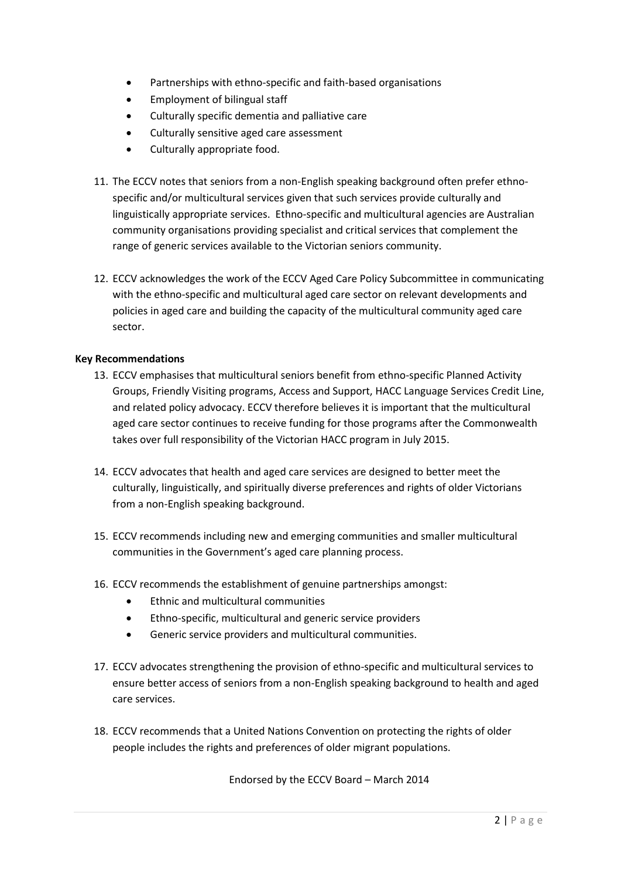- Partnerships with ethno-specific and faith-based organisations
- Employment of bilingual staff
- Culturally specific dementia and palliative care
- Culturally sensitive aged care assessment
- Culturally appropriate food.

11. The ECCV notes that seniors from a non-English speaking background often prefer ethno-specific and/or multicultural services given that such services provide culturally and linguistically appropriate services. Ethno-specific and multicultural agencies are Australian community organisations providing specialist and critical services that complement the range of generic services available to the Victorian seniors community.

12. ECCV acknowledges the work of the ECCV Aged Care Policy Subcommittee in communicating with the ethno-specific and multicultural aged care sector on relevant developments and policies in aged care and building the capacity of the multicultural community aged care sector.

**Key Recommendations**

13. ECCV emphasises that multicultural seniors benefit from ethno-specific Planned Activity Groups, Friendly Visiting programs, Access and Support, HACC Language Services Credit Line, and related policy advocacy. ECCV therefore believes it is important that the multicultural aged care sector continues to receive funding for those programs after the Commonwealth takes over full responsibility of the Victorian HACC program in July 2015.

14. ECCV advocates that health and aged care services are designed to better meet the culturally, linguistically, and spiritually diverse preferences and rights of older Victorians from a non-English speaking background.

15. ECCV recommends including new and emerging communities and smaller multicultural communities in the Government's aged care planning process.

16. ECCV recommends the establishment of genuine partnerships amongst:
    - Ethnic and multicultural communities
    - Ethno-specific, multicultural and generic service providers
    - Generic service providers and multicultural communities.

17. ECCV advocates strengthening the provision of ethno-specific and multicultural services to ensure better access of seniors from a non-English speaking background to health and aged care services.

18. ECCV recommends that a United Nations Convention on protecting the rights of older people includes the rights and preferences of older migrant populations.

Endorsed by the ECCV Board – March 2014